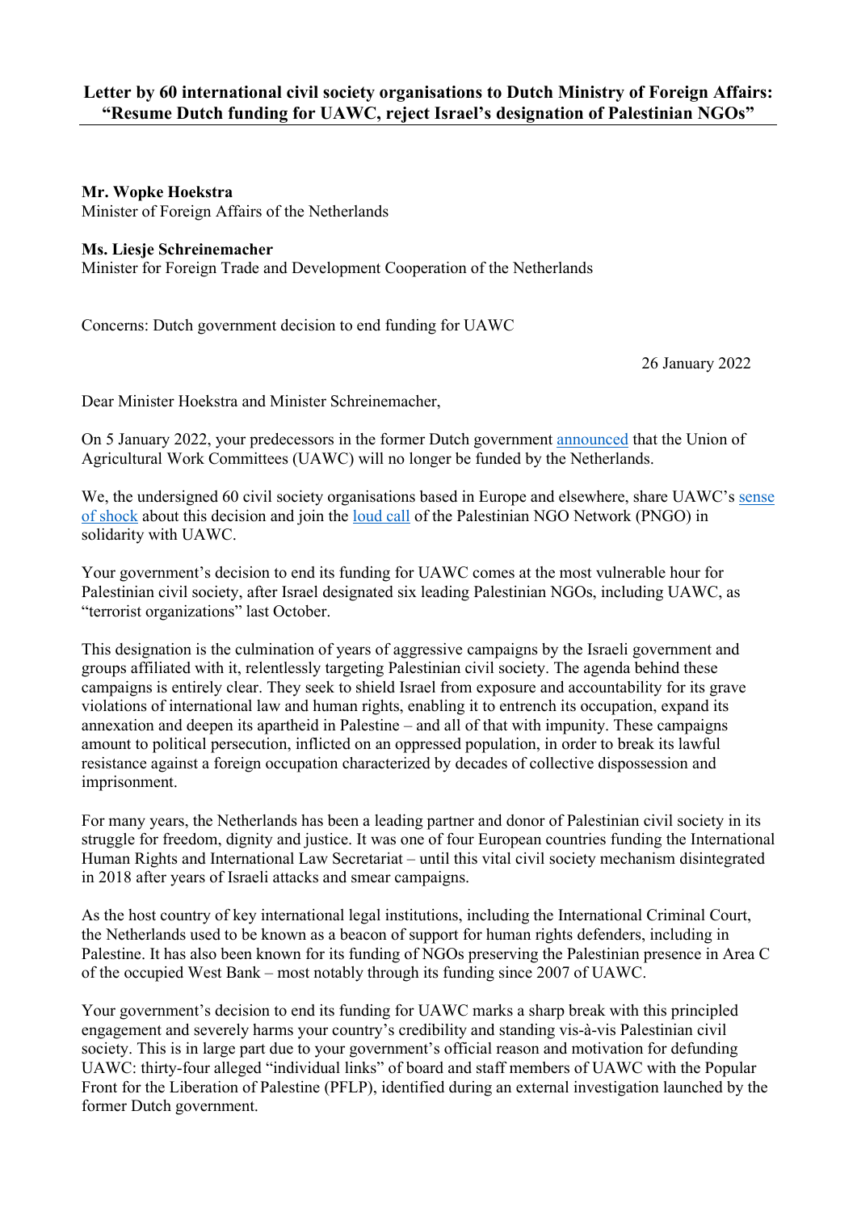# Letter by 60 international civil society organisations to Dutch Ministry of Foreign Affairs: "Resume Dutch funding for UAWC, reject Israel's designation of Palestinian NGOs"

**Mr. Wopke Hoekstra**
Minister of Foreign Affairs of the Netherlands

**Ms. Liesje Schreinemacher**
Minister for Foreign Trade and Development Cooperation of the Netherlands

Concerns: Dutch government decision to end funding for UAWC

26 January 2022

Dear Minister Hoekstra and Minister Schreinemacher,

On 5 January 2022, your predecessors in the former Dutch government announced that the Union of Agricultural Work Committees (UAWC) will no longer be funded by the Netherlands.

We, the undersigned 60 civil society organisations based in Europe and elsewhere, share UAWC's sense of shock about this decision and join the loud call of the Palestinian NGO Network (PNGO) in solidarity with UAWC.

Your government's decision to end its funding for UAWC comes at the most vulnerable hour for Palestinian civil society, after Israel designated six leading Palestinian NGOs, including UAWC, as "terrorist organizations" last October.

This designation is the culmination of years of aggressive campaigns by the Israeli government and groups affiliated with it, relentlessly targeting Palestinian civil society. The agenda behind these campaigns is entirely clear. They seek to shield Israel from exposure and accountability for its grave violations of international law and human rights, enabling it to entrench its occupation, expand its annexation and deepen its apartheid in Palestine – and all of that with impunity. These campaigns amount to political persecution, inflicted on an oppressed population, in order to break its lawful resistance against a foreign occupation characterized by decades of collective dispossession and imprisonment.

For many years, the Netherlands has been a leading partner and donor of Palestinian civil society in its struggle for freedom, dignity and justice. It was one of four European countries funding the International Human Rights and International Law Secretariat – until this vital civil society mechanism disintegrated in 2018 after years of Israeli attacks and smear campaigns.

As the host country of key international legal institutions, including the International Criminal Court, the Netherlands used to be known as a beacon of support for human rights defenders, including in Palestine. It has also been known for its funding of NGOs preserving the Palestinian presence in Area C of the occupied West Bank – most notably through its funding since 2007 of UAWC.

Your government's decision to end its funding for UAWC marks a sharp break with this principled engagement and severely harms your country's credibility and standing vis-à-vis Palestinian civil society. This is in large part due to your government's official reason and motivation for defunding UAWC: thirty-four alleged "individual links" of board and staff members of UAWC with the Popular Front for the Liberation of Palestine (PFLP), identified during an external investigation launched by the former Dutch government.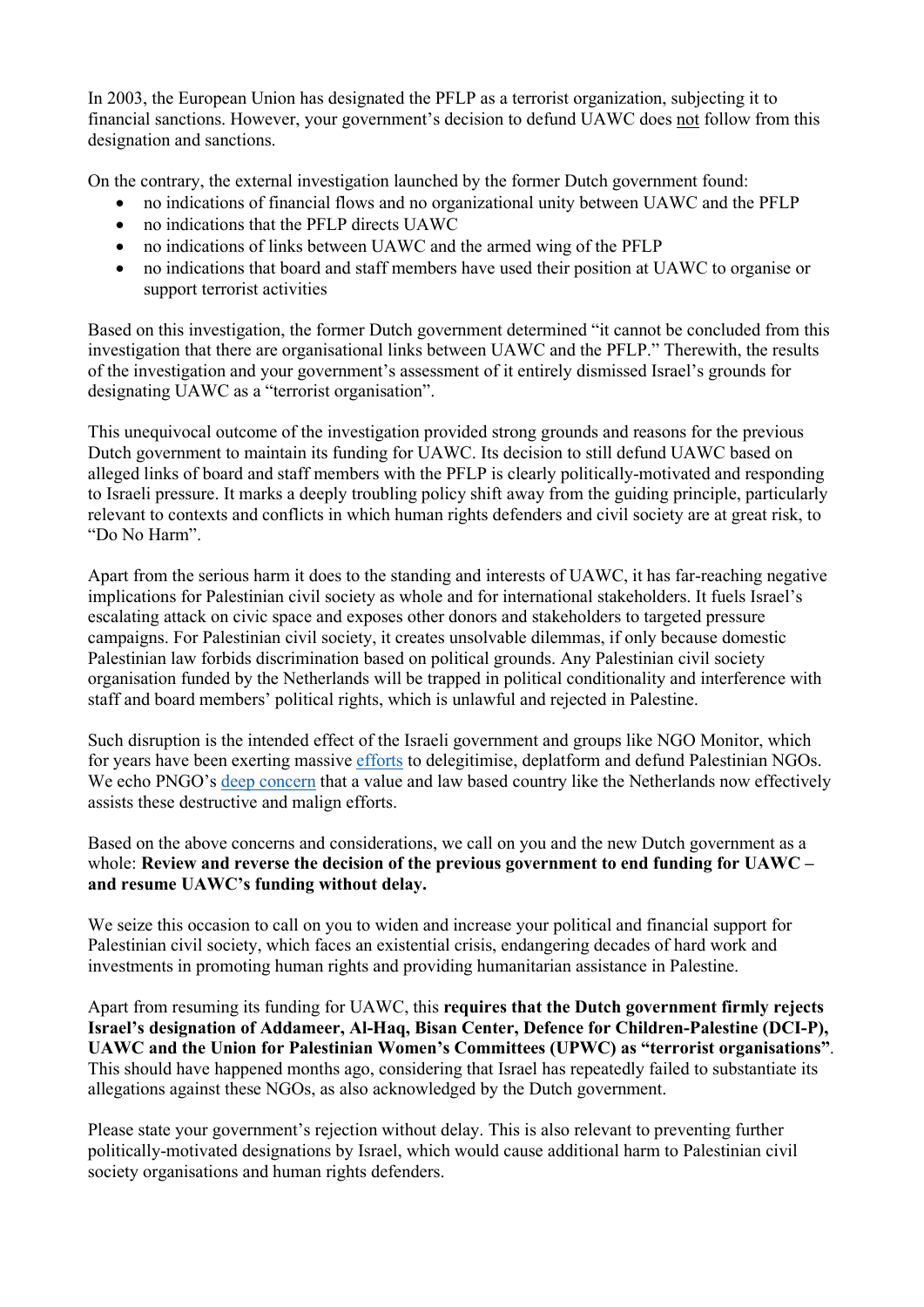In 2003, the European Union has designated the PFLP as a terrorist organization, subjecting it to financial sanctions. However, your government's decision to defund UAWC does not follow from this designation and sanctions.

On the contrary, the external investigation launched by the former Dutch government found:

- no indications of financial flows and no organizational unity between UAWC and the PFLP
- no indications that the PFLP directs UAWC
- no indications of links between UAWC and the armed wing of the PFLP
- no indications that board and staff members have used their position at UAWC to organise or support terrorist activities

Based on this investigation, the former Dutch government determined "it cannot be concluded from this investigation that there are organisational links between UAWC and the PFLP." Therewith, the results of the investigation and your government's assessment of it entirely dismissed Israel's grounds for designating UAWC as a "terrorist organisation".

This unequivocal outcome of the investigation provided strong grounds and reasons for the previous Dutch government to maintain its funding for UAWC. Its decision to still defund UAWC based on alleged links of board and staff members with the PFLP is clearly politically-motivated and responding to Israeli pressure. It marks a deeply troubling policy shift away from the guiding principle, particularly relevant to contexts and conflicts in which human rights defenders and civil society are at great risk, to "Do No Harm".

Apart from the serious harm it does to the standing and interests of UAWC, it has far-reaching negative implications for Palestinian civil society as whole and for international stakeholders. It fuels Israel's escalating attack on civic space and exposes other donors and stakeholders to targeted pressure campaigns. For Palestinian civil society, it creates unsolvable dilemmas, if only because domestic Palestinian law forbids discrimination based on political grounds. Any Palestinian civil society organisation funded by the Netherlands will be trapped in political conditionality and interference with staff and board members' political rights, which is unlawful and rejected in Palestine.

Such disruption is the intended effect of the Israeli government and groups like NGO Monitor, which for years have been exerting massive efforts to delegitimise, deplatform and defund Palestinian NGOs. We echo PNGO's deep concern that a value and law based country like the Netherlands now effectively assists these destructive and malign efforts.

Based on the above concerns and considerations, we call on you and the new Dutch government as a whole: **Review and reverse the decision of the previous government to end funding for UAWC – and resume UAWC's funding without delay.**

We seize this occasion to call on you to widen and increase your political and financial support for Palestinian civil society, which faces an existential crisis, endangering decades of hard work and investments in promoting human rights and providing humanitarian assistance in Palestine.

Apart from resuming its funding for UAWC, this **requires that the Dutch government firmly rejects Israel's designation of Addameer, Al-Haq, Bisan Center, Defence for Children-Palestine (DCI-P), UAWC and the Union for Palestinian Women's Committees (UPWC) as "terrorist organisations"**. This should have happened months ago, considering that Israel has repeatedly failed to substantiate its allegations against these NGOs, as also acknowledged by the Dutch government.

Please state your government's rejection without delay. This is also relevant to preventing further politically-motivated designations by Israel, which would cause additional harm to Palestinian civil society organisations and human rights defenders.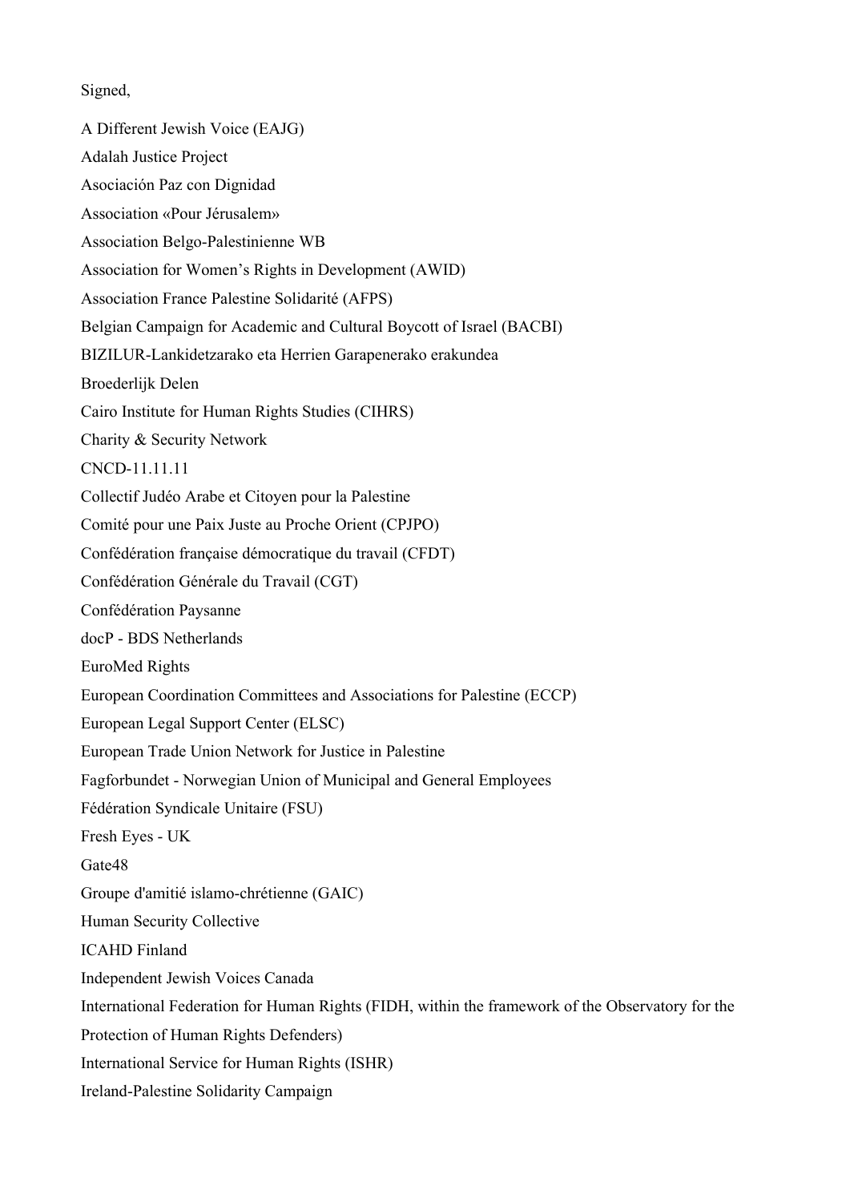Signed,

A Different Jewish Voice (EAJG)

Adalah Justice Project

Asociación Paz con Dignidad

Association «Pour Jérusalem»

Association Belgo-Palestinienne WB

Association for Women's Rights in Development (AWID)

Association France Palestine Solidarité (AFPS)

Belgian Campaign for Academic and Cultural Boycott of Israel (BACBI)

BIZILUR-Lankidetzarako eta Herrien Garapenerako erakundea

Broederlijk Delen

Cairo Institute for Human Rights Studies (CIHRS)

Charity & Security Network

CNCD-11.11.11

Collectif Judéo Arabe et Citoyen pour la Palestine

Comité pour une Paix Juste au Proche Orient (CPJPO)

Confédération française démocratique du travail (CFDT)

Confédération Générale du Travail (CGT)

Confédération Paysanne

docP - BDS Netherlands

EuroMed Rights

European Coordination Committees and Associations for Palestine (ECCP)

European Legal Support Center (ELSC)

European Trade Union Network for Justice in Palestine

Fagforbundet - Norwegian Union of Municipal and General Employees

Fédération Syndicale Unitaire (FSU)

Fresh Eyes - UK

Gate48

Groupe d'amitié islamo-chrétienne (GAIC)

Human Security Collective

ICAHD Finland

Independent Jewish Voices Canada

International Federation for Human Rights (FIDH, within the framework of the Observatory for the Protection of Human Rights Defenders)

International Service for Human Rights (ISHR)

Ireland-Palestine Solidarity Campaign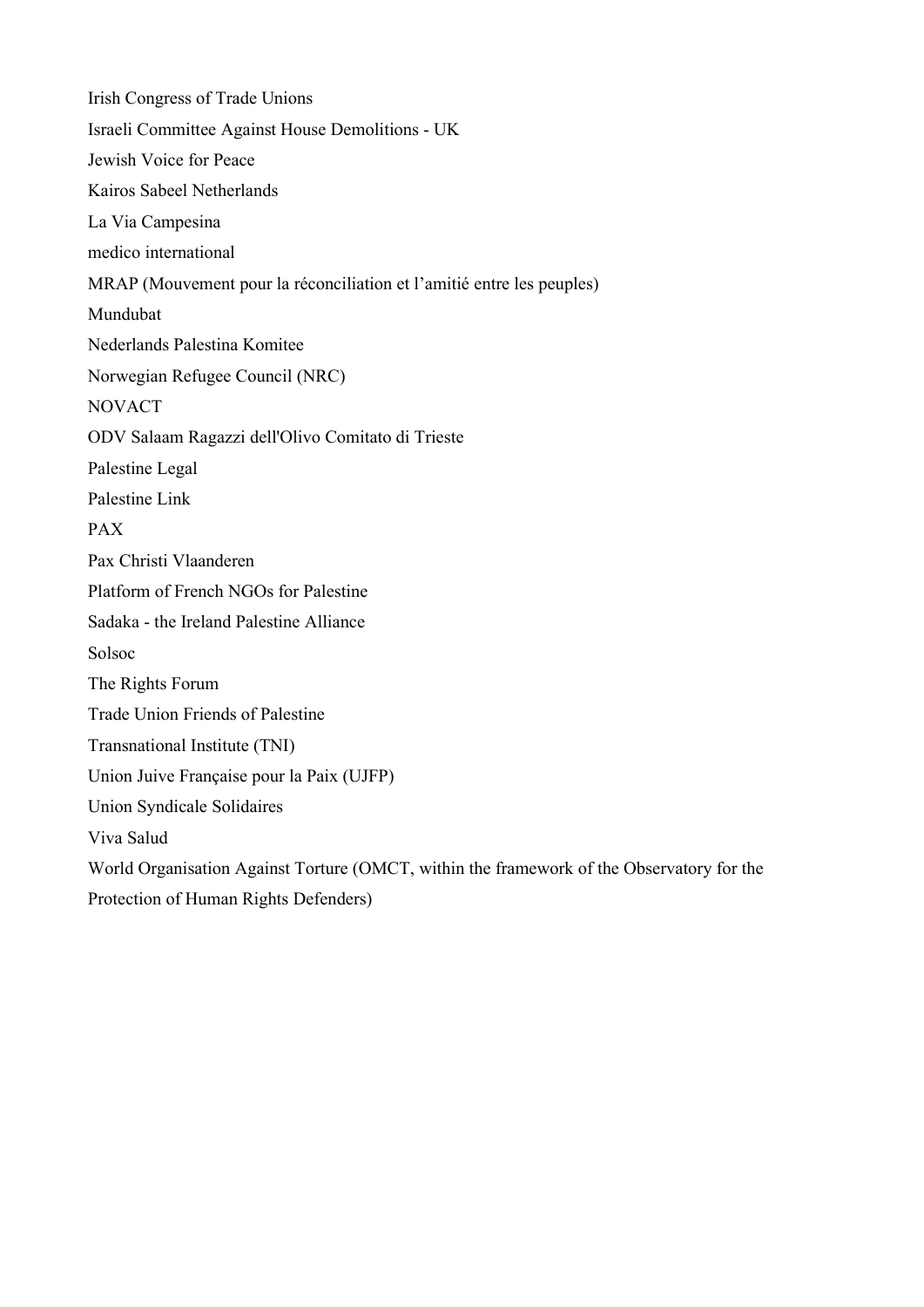Irish Congress of Trade Unions

Israeli Committee Against House Demolitions - UK

Jewish Voice for Peace

Kairos Sabeel Netherlands

La Via Campesina

medico international

MRAP (Mouvement pour la réconciliation et l'amitié entre les peuples)

Mundubat

Nederlands Palestina Komitee

Norwegian Refugee Council (NRC)

NOVACT

ODV Salaam Ragazzi dell'Olivo Comitato di Trieste

Palestine Legal

Palestine Link

PAX

Pax Christi Vlaanderen

Platform of French NGOs for Palestine

Sadaka - the Ireland Palestine Alliance

Solsoc

The Rights Forum

Trade Union Friends of Palestine

Transnational Institute (TNI)

Union Juive Française pour la Paix (UJFP)

Union Syndicale Solidaires

Viva Salud

World Organisation Against Torture (OMCT, within the framework of the Observatory for the Protection of Human Rights Defenders)